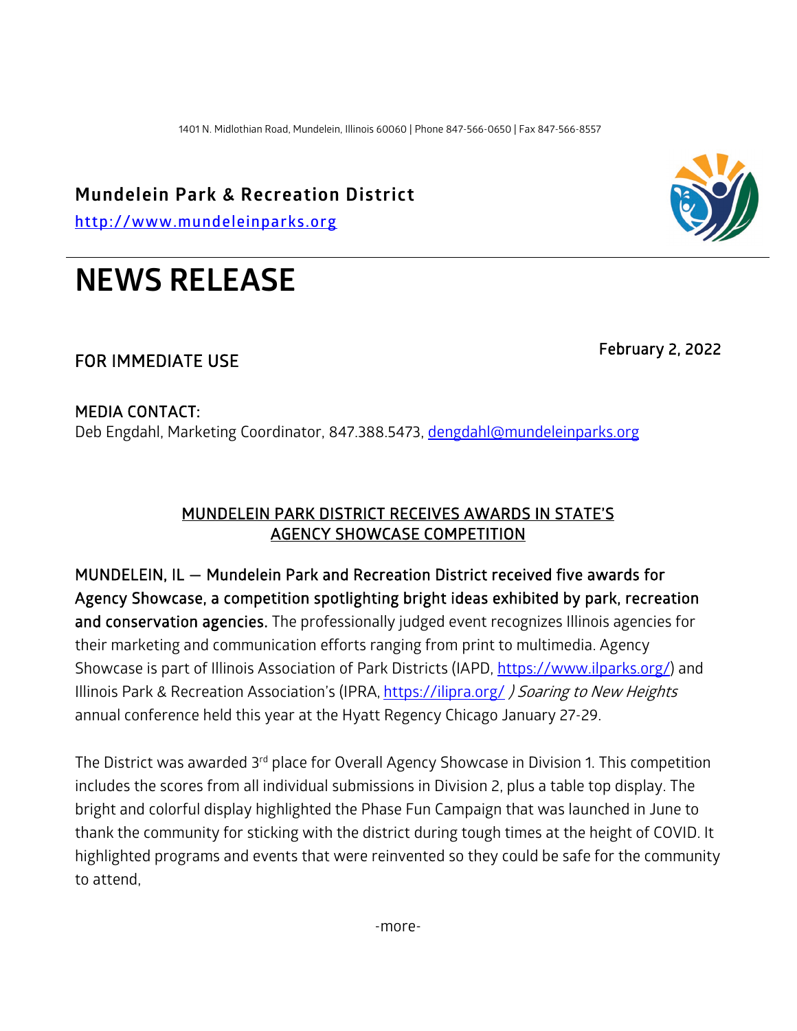1401 N. Midlothian Road, Mundelein, Illinois 60060 | Phone 847-566-0650 | Fax 847-566-8557

**Mundelein Park & Recreation District**

http://www.mundeleinparks.org

# NEWS RELEASE

February 2, 2022

FOR IMMEDIATE USE

MEDIA CONTACT:
Deb Engdahl, Marketing Coordinator, 847.388.5473, dengdahl@mundeleinparks.org

## MUNDELEIN PARK DISTRICT RECEIVES AWARDS IN STATE'S AGENCY SHOWCASE COMPETITION

**MUNDELEIN, IL — Mundelein Park and Recreation District received five awards for Agency Showcase, a competition spotlighting bright ideas exhibited by park, recreation and conservation agencies.** The professionally judged event recognizes Illinois agencies for their marketing and communication efforts ranging from print to multimedia. Agency Showcase is part of Illinois Association of Park Districts (IAPD, https://www.ilparks.org/) and Illinois Park & Recreation Association's (IPRA, https://ilipra.org/ ) *Soaring to New Heights* annual conference held this year at the Hyatt Regency Chicago January 27-29.

The District was awarded 3rd place for Overall Agency Showcase in Division 1. This competition includes the scores from all individual submissions in Division 2, plus a table top display. The bright and colorful display highlighted the Phase Fun Campaign that was launched in June to thank the community for sticking with the district during tough times at the height of COVID. It highlighted programs and events that were reinvented so they could be safe for the community to attend,

-more-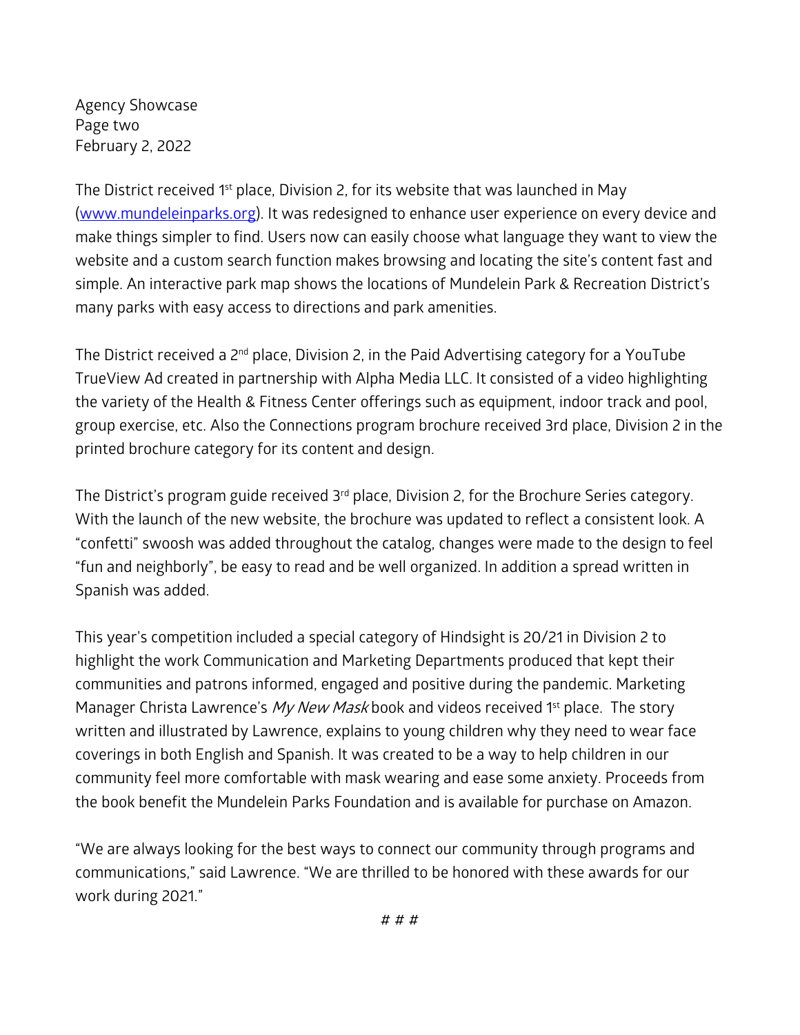Agency Showcase
Page two
February 2, 2022

The District received 1st place, Division 2, for its website that was launched in May ([www.mundeleinparks.org](http://www.mundeleinparks.org)). It was redesigned to enhance user experience on every device and make things simpler to find. Users now can easily choose what language they want to view the website and a custom search function makes browsing and locating the site's content fast and simple. An interactive park map shows the locations of Mundelein Park & Recreation District's many parks with easy access to directions and park amenities.

The District received a 2nd place, Division 2, in the Paid Advertising category for a YouTube TrueView Ad created in partnership with Alpha Media LLC. It consisted of a video highlighting the variety of the Health & Fitness Center offerings such as equipment, indoor track and pool, group exercise, etc. Also the Connections program brochure received 3rd place, Division 2 in the printed brochure category for its content and design.

The District's program guide received 3rd place, Division 2, for the Brochure Series category. With the launch of the new website, the brochure was updated to reflect a consistent look. A "confetti" swoosh was added throughout the catalog, changes were made to the design to feel "fun and neighborly", be easy to read and be well organized. In addition a spread written in Spanish was added.

This year's competition included a special category of Hindsight is 20/21 in Division 2 to highlight the work Communication and Marketing Departments produced that kept their communities and patrons informed, engaged and positive during the pandemic. Marketing Manager Christa Lawrence's *My New Mask* book and videos received 1st place. The story written and illustrated by Lawrence, explains to young children why they need to wear face coverings in both English and Spanish. It was created to be a way to help children in our community feel more comfortable with mask wearing and ease some anxiety. Proceeds from the book benefit the Mundelein Parks Foundation and is available for purchase on Amazon.

"We are always looking for the best ways to connect our community through programs and communications," said Lawrence. "We are thrilled to be honored with these awards for our work during 2021."

# # #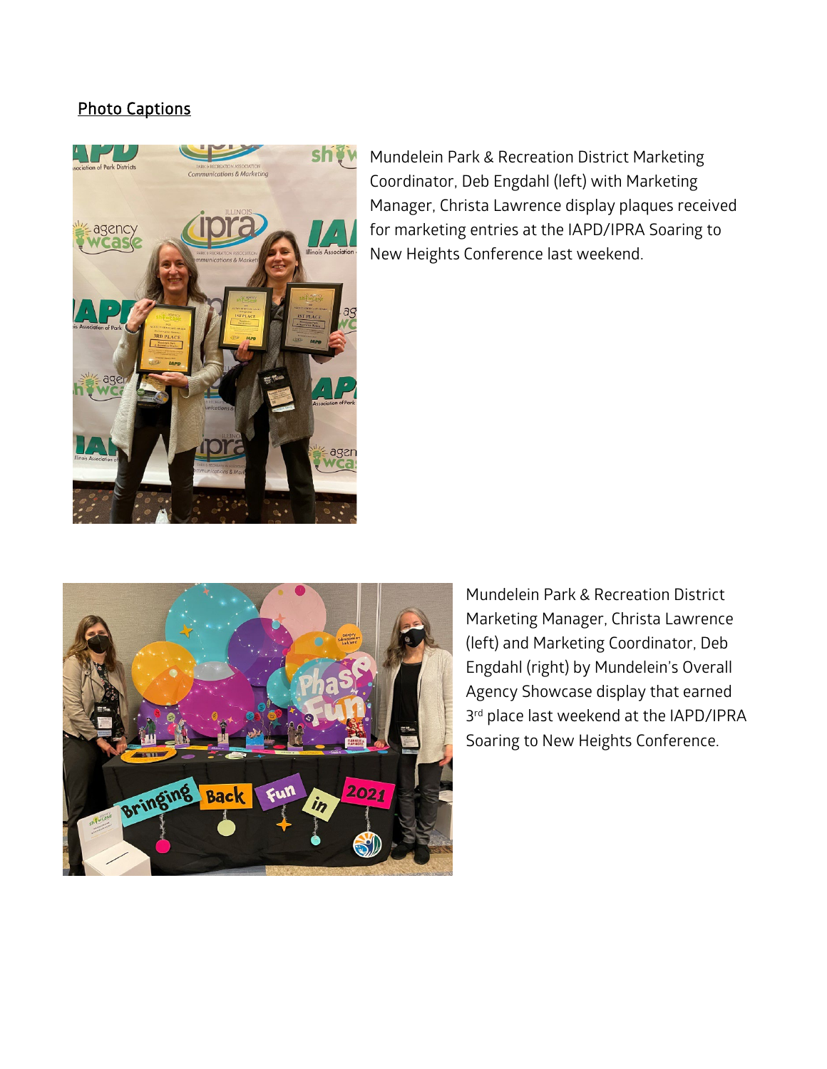## Photo Captions

Mundelein Park & Recreation District Marketing Coordinator, Deb Engdahl (left) with Marketing Manager, Christa Lawrence display plaques received for marketing entries at the IAPD/IPRA Soaring to New Heights Conference last weekend.

Mundelein Park & Recreation District Marketing Manager, Christa Lawrence (left) and Marketing Coordinator, Deb Engdahl (right) by Mundelein's Overall Agency Showcase display that earned 3rd place last weekend at the IAPD/IPRA Soaring to New Heights Conference.